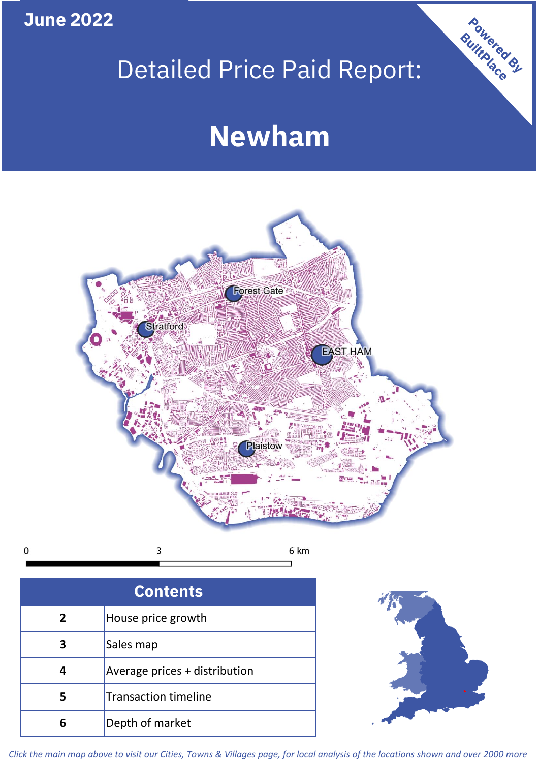June 2022

# Detailed Price Paid Report:

# Newham

Powered By BuiltPlace

Forest Gate
Stratford
EAST HAM
Plaistow

0 3 6 km

| Contents | |
|---|---|
| 2 | House price growth |
| 3 | Sales map |
| 4 | Average prices + distribution |
| 5 | Transaction timeline |
| 6 | Depth of market |

*Click the main map above to visit our Cities, Towns & Villages page, for local analysis of the locations shown and over 2000 more*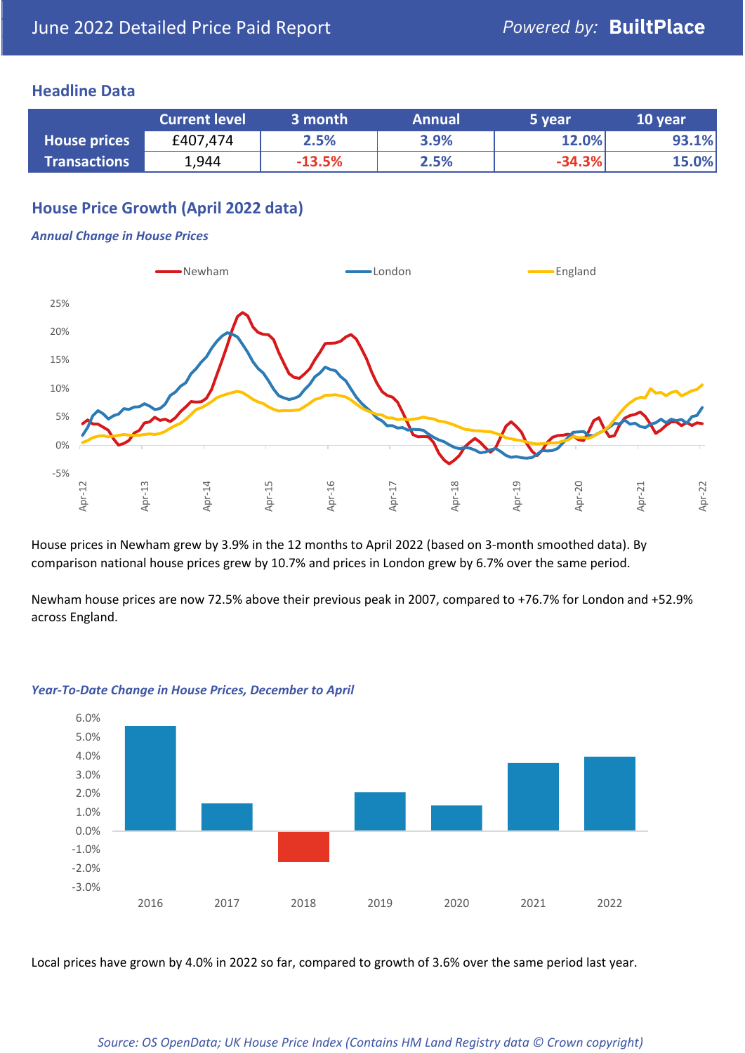June 2022 Detailed Price Paid Report

*Powered by:* **BuiltPlace**

## Headline Data

| | Current level | 3 month | Annual | 5 year | 10 year |
|---|---|---|---|---|---|
| **House prices** | £407,474 | 2.5% | 3.9% | 12.0% | 93.1% |
| **Transactions** | 1,944 | -13.5% | 2.5% | -34.3% | 15.0% |

## House Price Growth (April 2022 data)

***Annual Change in House Prices***

House prices in Newham grew by 3.9% in the 12 months to April 2022 (based on 3-month smoothed data). By comparison national house prices grew by 10.7% and prices in London grew by 6.7% over the same period.

Newham house prices are now 72.5% above their previous peak in 2007, compared to +76.7% for London and +52.9% across England.

***Year-To-Date Change in House Prices, December to April***

Local prices have grown by 4.0% in 2022 so far, compared to growth of 3.6% over the same period last year.

*Source: OS OpenData; UK House Price Index (Contains HM Land Registry data © Crown copyright)*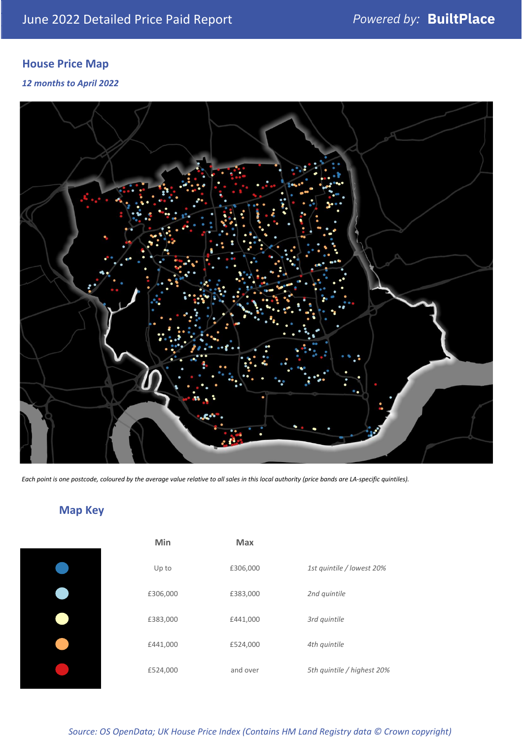## House Price Map

*12 months to April 2022*

*Each point is one postcode, coloured by the average value relative to all sales in this local authority (price bands are LA-specific quintiles).*

## Map Key

| | Min | Max | |
|---|---|---|---|
| | Up to | £306,000 | *1st quintile / lowest 20%* |
| | £306,000 | £383,000 | *2nd quintile* |
| | £383,000 | £441,000 | *3rd quintile* |
| | £441,000 | £524,000 | *4th quintile* |
| | £524,000 | and over | *5th quintile / highest 20%* |

*Source: OS OpenData; UK House Price Index (Contains HM Land Registry data © Crown copyright)*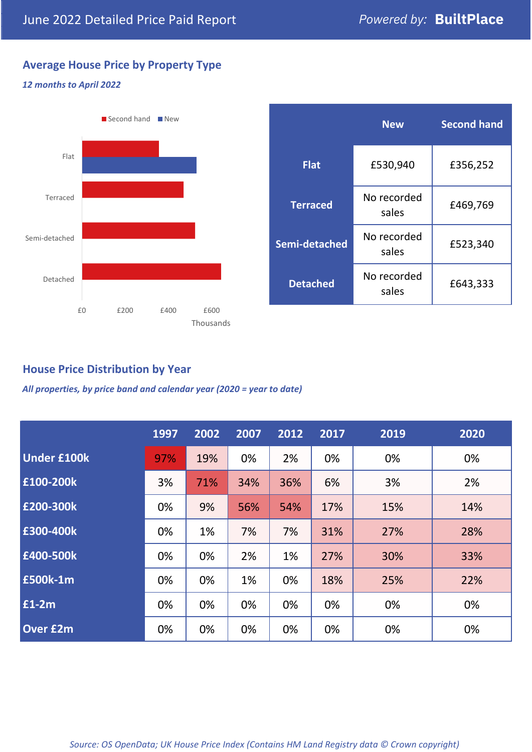June 2022 Detailed Price Paid Report — *Powered by:* **BuiltPlace**

## Average House Price by Property Type

*12 months to April 2022*

|  | New | Second hand |
|---|---|---|
| **Flat** | £530,940 | £356,252 |
| **Terraced** | No recorded sales | £469,769 |
| **Semi-detached** | No recorded sales | £523,340 |
| **Detached** | No recorded sales | £643,333 |

## House Price Distribution by Year

*All properties, by price band and calendar year (2020 = year to date)*

|  | 1997 | 2002 | 2007 | 2012 | 2017 | 2019 | 2020 |
|---|---|---|---|---|---|---|---|
| **Under £100k** | 97% | 19% | 0% | 2% | 0% | 0% | 0% |
| **£100-200k** | 3% | 71% | 34% | 36% | 6% | 3% | 2% |
| **£200-300k** | 0% | 9% | 56% | 54% | 17% | 15% | 14% |
| **£300-400k** | 0% | 1% | 7% | 7% | 31% | 27% | 28% |
| **£400-500k** | 0% | 0% | 2% | 1% | 27% | 30% | 33% |
| **£500k-1m** | 0% | 0% | 1% | 0% | 18% | 25% | 22% |
| **£1-2m** | 0% | 0% | 0% | 0% | 0% | 0% | 0% |
| **Over £2m** | 0% | 0% | 0% | 0% | 0% | 0% | 0% |

*Source: OS OpenData; UK House Price Index (Contains HM Land Registry data © Crown copyright)*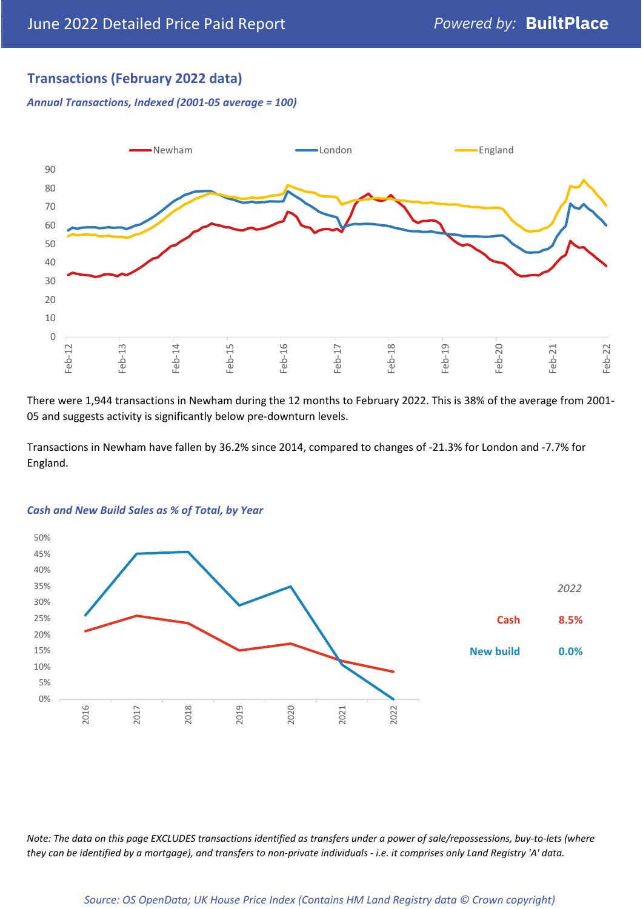## Transactions (February 2022 data)

*Annual Transactions, Indexed (2001-05 average = 100)*

There were 1,944 transactions in Newham during the 12 months to February 2022. This is 38% of the average from 2001-05 and suggests activity is significantly below pre-downturn levels.

Transactions in Newham have fallen by 36.2% since 2014, compared to changes of -21.3% for London and -7.7% for England.

*Cash and New Build Sales as % of Total, by Year*

| | 2022 |
|---|---|
| Cash | 8.5% |
| New build | 0.0% |

*Note: The data on this page EXCLUDES transactions identified as transfers under a power of sale/repossessions, buy-to-lets (where they can be identified by a mortgage), and transfers to non-private individuals - i.e. it comprises only Land Registry 'A' data.*

*Source: OS OpenData; UK House Price Index (Contains HM Land Registry data © Crown copyright)*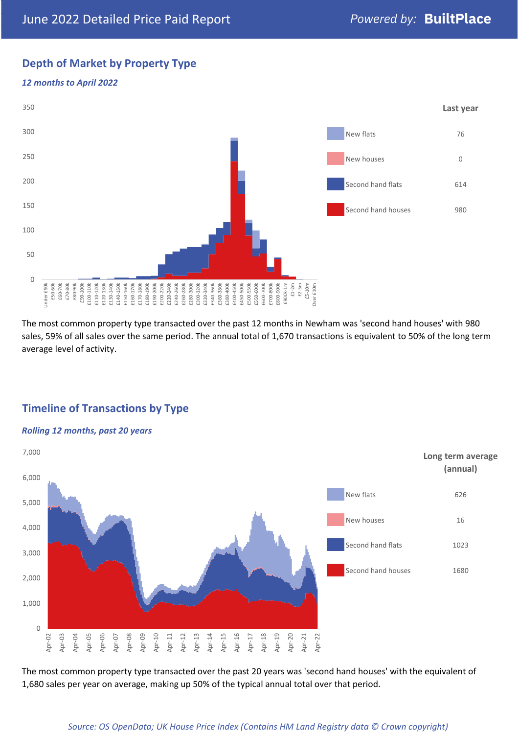June 2022 Detailed Price Paid Report

Powered by: **BuiltPlace**

## Depth of Market by Property Type

*12 months to April 2022*

350
300
250
200
150
100
50
0

Under £50k, £50-60k, £60-70k, £70-80k, £80-90k, £90-100k, £100-110k, £110-120k, £120-130k, £130-140k, £140-150k, £150-160k, £160-170k, £170-180k, £180-190k, £190-200k, £200-220k, £220-240k, £240-260k, £260-280k, £280-300k, £300-320k, £320-340k, £340-360k, £360-380k, £380-400k, £400-450k, £450-500k, £500-550k, £550-600k, £600-700k, £700-800k, £800-900k, £900k-1m, £1-2m, £2-5m, £5-10m, Over £10m

Last year

New flats 76
New houses 0
Second hand flats 614
Second hand houses 980

The most common property type transacted over the past 12 months in Newham was 'second hand houses' with 980 sales, 59% of all sales over the same period. The annual total of 1,670 transactions is equivalent to 50% of the long term average level of activity.

## Timeline of Transactions by Type

*Rolling 12 months, past 20 years*

7,000
6,000
5,000
4,000
3,000
2,000
1,000
0

Apr-02, Apr-03, Apr-04, Apr-05, Apr-06, Apr-07, Apr-08, Apr-09, Apr-10, Apr-11, Apr-12, Apr-13, Apr-14, Apr-15, Apr-16, Apr-17, Apr-18, Apr-19, Apr-20, Apr-21, Apr-22

Long term average (annual)

New flats 626
New houses 16
Second hand flats 1023
Second hand houses 1680

The most common property type transacted over the past 20 years was 'second hand houses' with the equivalent of 1,680 sales per year on average, making up 50% of the typical annual total over that period.

*Source: OS OpenData; UK House Price Index (Contains HM Land Registry data © Crown copyright)*